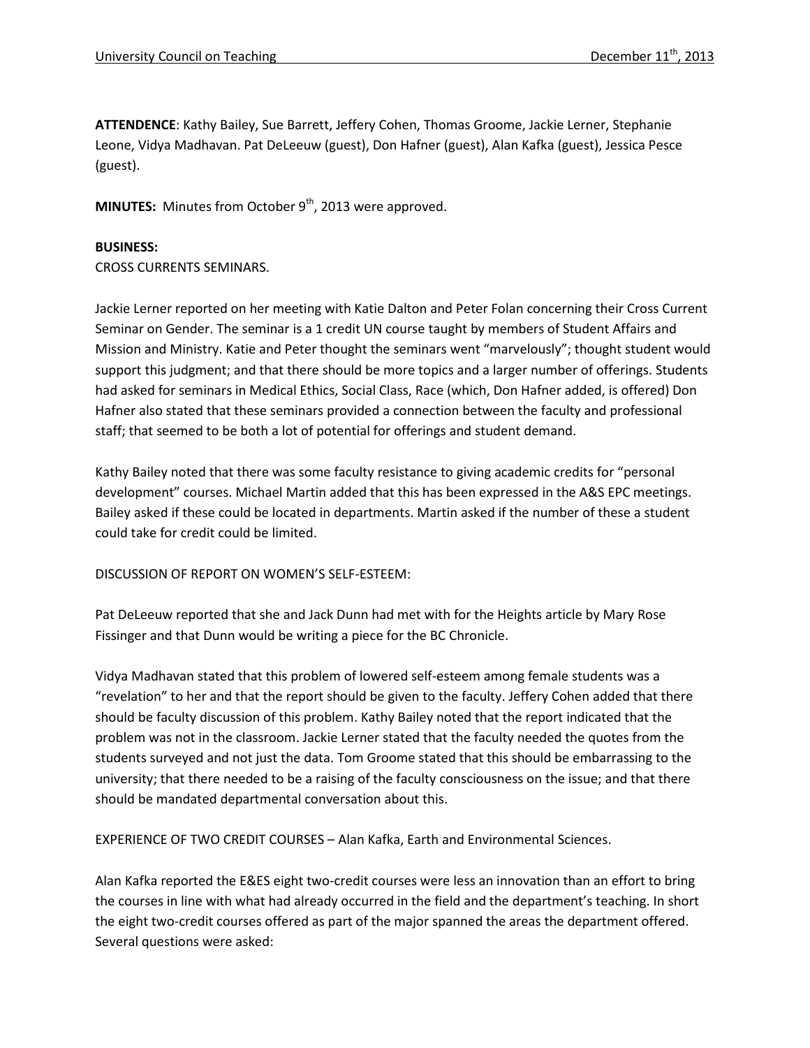University Council on Teaching December 11th, 2013

**ATTENDENCE**: Kathy Bailey, Sue Barrett, Jeffery Cohen, Thomas Groome, Jackie Lerner, Stephanie Leone, Vidya Madhavan. Pat DeLeeuw (guest), Don Hafner (guest), Alan Kafka (guest), Jessica Pesce (guest).

**MINUTES:** Minutes from October 9th, 2013 were approved.

**BUSINESS:**

CROSS CURRENTS SEMINARS.

Jackie Lerner reported on her meeting with Katie Dalton and Peter Folan concerning their Cross Current Seminar on Gender. The seminar is a 1 credit UN course taught by members of Student Affairs and Mission and Ministry. Katie and Peter thought the seminars went "marvelously"; thought student would support this judgment; and that there should be more topics and a larger number of offerings. Students had asked for seminars in Medical Ethics, Social Class, Race (which, Don Hafner added, is offered) Don Hafner also stated that these seminars provided a connection between the faculty and professional staff; that seemed to be both a lot of potential for offerings and student demand.

Kathy Bailey noted that there was some faculty resistance to giving academic credits for "personal development" courses. Michael Martin added that this has been expressed in the A&S EPC meetings. Bailey asked if these could be located in departments. Martin asked if the number of these a student could take for credit could be limited.

DISCUSSION OF REPORT ON WOMEN'S SELF-ESTEEM:

Pat DeLeeuw reported that she and Jack Dunn had met with for the Heights article by Mary Rose Fissinger and that Dunn would be writing a piece for the BC Chronicle.

Vidya Madhavan stated that this problem of lowered self-esteem among female students was a "revelation" to her and that the report should be given to the faculty. Jeffery Cohen added that there should be faculty discussion of this problem. Kathy Bailey noted that the report indicated that the problem was not in the classroom. Jackie Lerner stated that the faculty needed the quotes from the students surveyed and not just the data. Tom Groome stated that this should be embarrassing to the university; that there needed to be a raising of the faculty consciousness on the issue; and that there should be mandated departmental conversation about this.

EXPERIENCE OF TWO CREDIT COURSES – Alan Kafka, Earth and Environmental Sciences.

Alan Kafka reported the E&ES eight two-credit courses were less an innovation than an effort to bring the courses in line with what had already occurred in the field and the department's teaching. In short the eight two-credit courses offered as part of the major spanned the areas the department offered. Several questions were asked: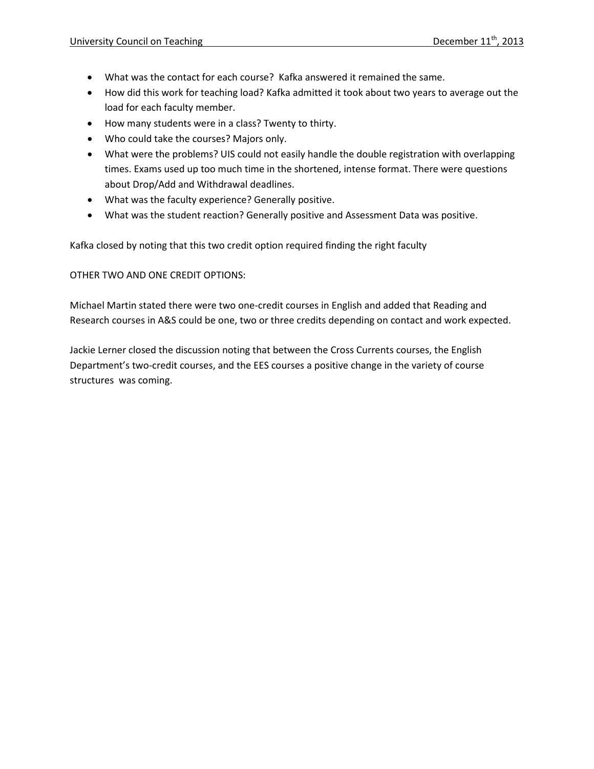- What was the contact for each course? Kafka answered it remained the same.
- How did this work for teaching load? Kafka admitted it took about two years to average out the load for each faculty member.
- How many students were in a class? Twenty to thirty.
- Who could take the courses? Majors only.
- What were the problems? UIS could not easily handle the double registration with overlapping times. Exams used up too much time in the shortened, intense format. There were questions about Drop/Add and Withdrawal deadlines.
- What was the faculty experience? Generally positive.
- What was the student reaction? Generally positive and Assessment Data was positive.

Kafka closed by noting that this two credit option required finding the right faculty

OTHER TWO AND ONE CREDIT OPTIONS:

Michael Martin stated there were two one-credit courses in English and added that Reading and Research courses in A&S could be one, two or three credits depending on contact and work expected.

Jackie Lerner closed the discussion noting that between the Cross Currents courses, the English Department's two-credit courses, and the EES courses a positive change in the variety of course structures was coming.